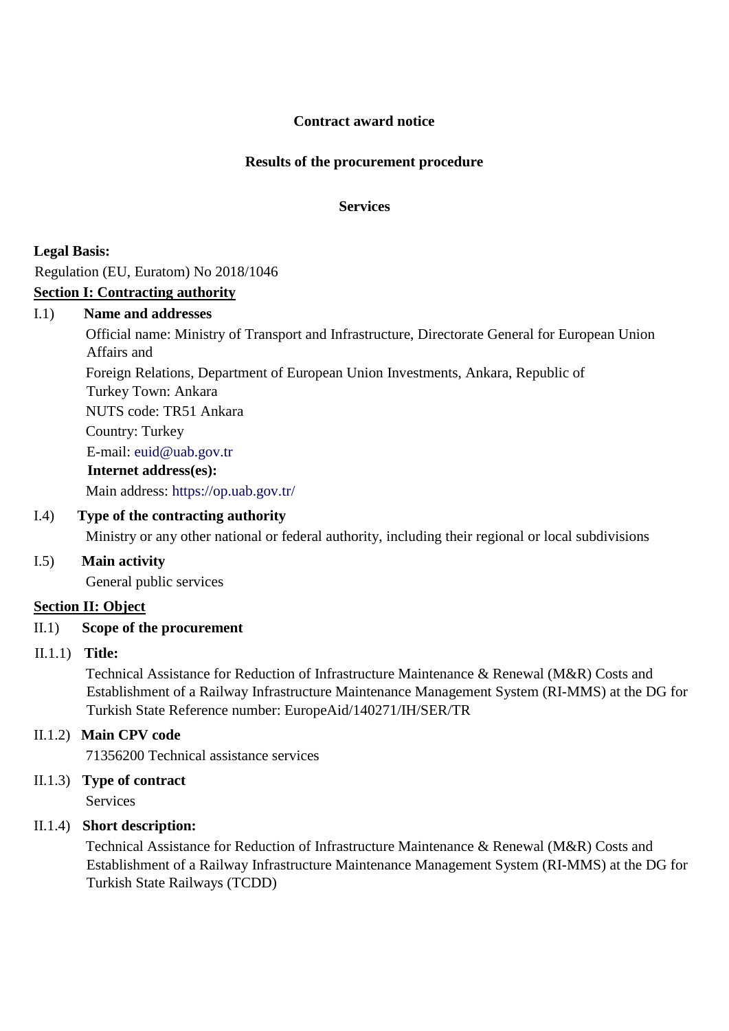**Contract award notice**

**Results of the procurement procedure**

**Services**

**Legal Basis:**

Regulation (EU, Euratom) No 2018/1046

**Section I: Contracting authority**

I.1) **Name and addresses**

Official name: Ministry of Transport and Infrastructure, Directorate General for European Union Affairs and

Foreign Relations, Department of European Union Investments, Ankara, Republic of Turkey Town: Ankara

NUTS code: TR51 Ankara

Country: Turkey

E-mail: euid@uab.gov.tr

**Internet address(es):**

Main address: https://op.uab.gov.tr/

I.4) **Type of the contracting authority**

Ministry or any other national or federal authority, including their regional or local subdivisions

I.5) **Main activity**

General public services

**Section II: Object**

II.1) **Scope of the procurement**

II.1.1) **Title:**

Technical Assistance for Reduction of Infrastructure Maintenance & Renewal (M&R) Costs and Establishment of a Railway Infrastructure Maintenance Management System (RI-MMS) at the DG for Turkish State Reference number: EuropeAid/140271/IH/SER/TR

II.1.2) **Main CPV code**

71356200 Technical assistance services

II.1.3) **Type of contract**

Services

II.1.4) **Short description:**

Technical Assistance for Reduction of Infrastructure Maintenance & Renewal (M&R) Costs and Establishment of a Railway Infrastructure Maintenance Management System (RI-MMS) at the DG for Turkish State Railways (TCDD)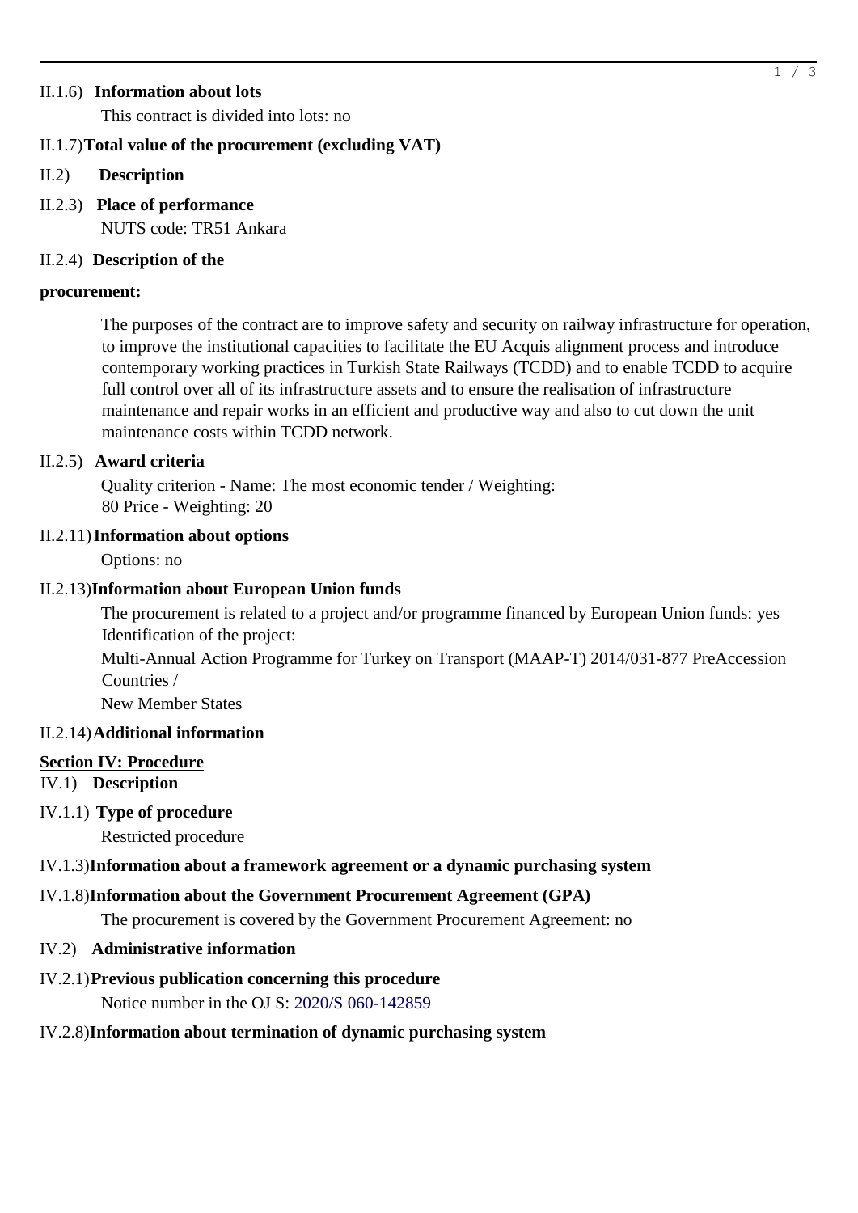II.1.6) **Information about lots**

This contract is divided into lots: no

II.1.7) **Total value of the procurement (excluding VAT)**

II.2) **Description**

II.2.3) **Place of performance**

NUTS code: TR51 Ankara

II.2.4) **Description of the procurement:**

The purposes of the contract are to improve safety and security on railway infrastructure for operation, to improve the institutional capacities to facilitate the EU Acquis alignment process and introduce contemporary working practices in Turkish State Railways (TCDD) and to enable TCDD to acquire full control over all of its infrastructure assets and to ensure the realisation of infrastructure maintenance and repair works in an efficient and productive way and also to cut down the unit maintenance costs within TCDD network.

II.2.5) **Award criteria**

Quality criterion - Name: The most economic tender / Weighting: 80 Price - Weighting: 20

II.2.11) **Information about options**

Options: no

II.2.13) **Information about European Union funds**

The procurement is related to a project and/or programme financed by European Union funds: yes

Identification of the project:

Multi-Annual Action Programme for Turkey on Transport (MAAP-T) 2014/031-877 PreAccession Countries /

New Member States

II.2.14) **Additional information**

## Section IV: Procedure

IV.1) **Description**

IV.1.1) **Type of procedure**

Restricted procedure

IV.1.3) **Information about a framework agreement or a dynamic purchasing system**

IV.1.8) **Information about the Government Procurement Agreement (GPA)**

The procurement is covered by the Government Procurement Agreement: no

IV.2) **Administrative information**

IV.2.1) **Previous publication concerning this procedure**

Notice number in the OJ S: 2020/S 060-142859

IV.2.8) **Information about termination of dynamic purchasing system**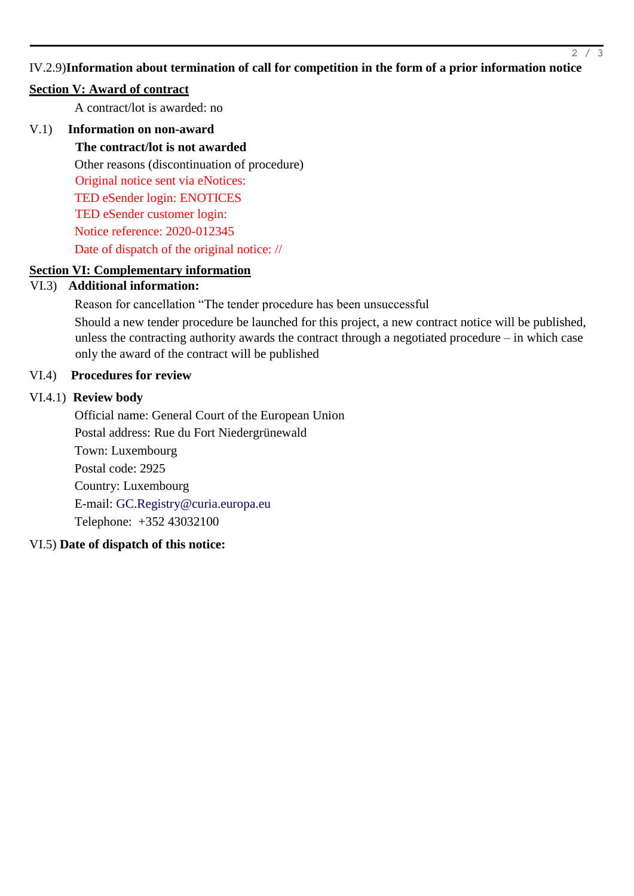IV.2.9)**Information about termination of call for competition in the form of a prior information notice**

## Section V: Award of contract

A contract/lot is awarded: no

V.1) **Information on non-award**

**The contract/lot is not awarded**

Other reasons (discontinuation of procedure)

Original notice sent via eNotices:

TED eSender login: ENOTICES

TED eSender customer login:

Notice reference: 2020-012345

Date of dispatch of the original notice: //

## Section VI: Complementary information

VI.3) **Additional information:**

Reason for cancellation "The tender procedure has been unsuccessful

Should a new tender procedure be launched for this project, a new contract notice will be published, unless the contracting authority awards the contract through a negotiated procedure – in which case only the award of the contract will be published

VI.4) **Procedures for review**

VI.4.1) **Review body**

Official name: General Court of the European Union

Postal address: Rue du Fort Niedergrünewald

Town: Luxembourg

Postal code: 2925

Country: Luxembourg

E-mail: GC.Registry@curia.europa.eu

Telephone: +352 43032100

VI.5) **Date of dispatch of this notice:**